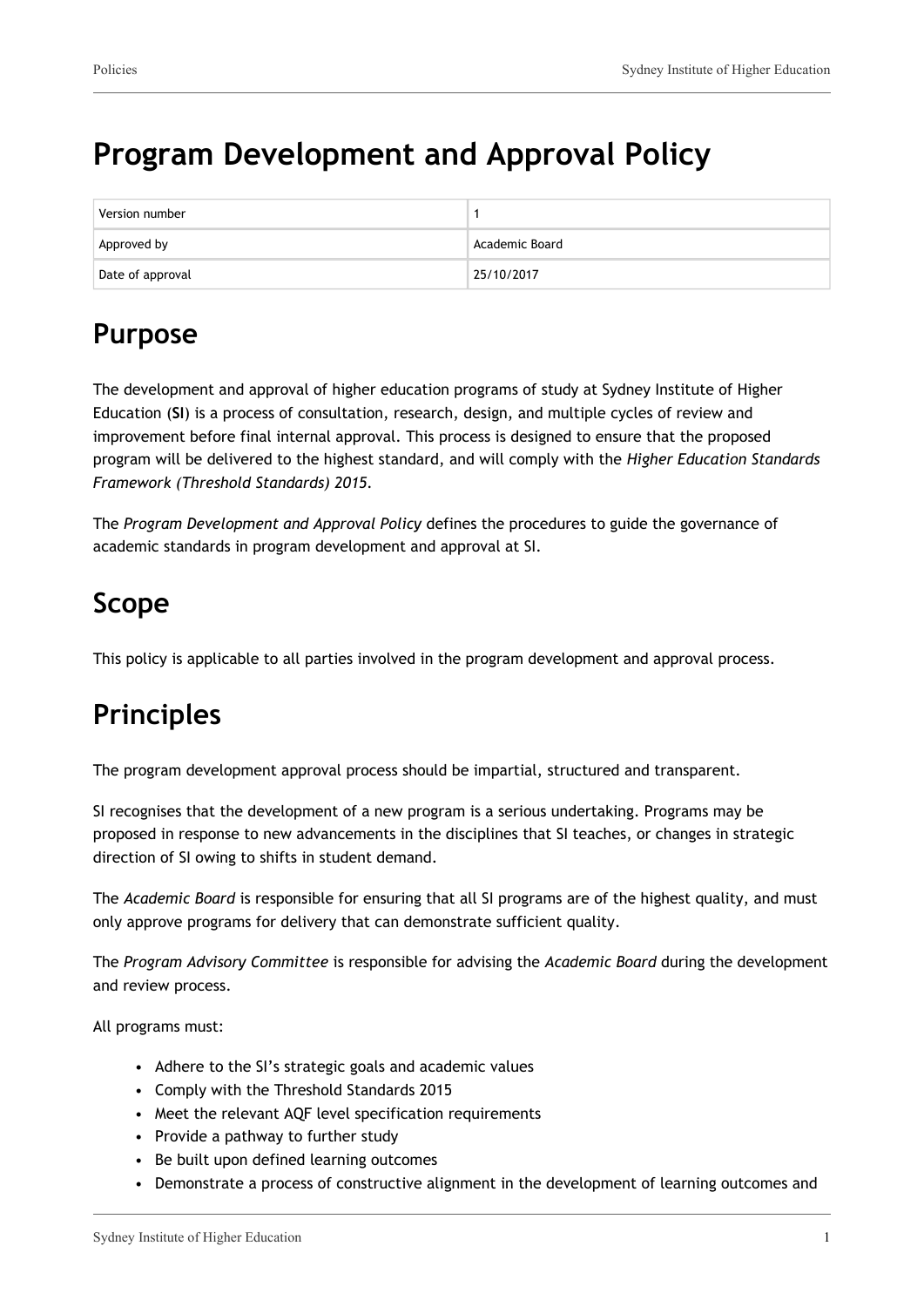# Program Development and Approval Policy

| Version number | 1 |
| --- | --- |
| Approved by | Academic Board |
| Date of approval | 25/10/2017 |

## Purpose

The development and approval of higher education programs of study at Sydney Institute of Higher Education (**SI**) is a process of consultation, research, design, and multiple cycles of review and improvement before final internal approval. This process is designed to ensure that the proposed program will be delivered to the highest standard, and will comply with the *Higher Education Standards Framework (Threshold Standards) 2015*.

The *Program Development and Approval Policy* defines the procedures to guide the governance of academic standards in program development and approval at SI.

## Scope

This policy is applicable to all parties involved in the program development and approval process.

## Principles

The program development approval process should be impartial, structured and transparent.

SI recognises that the development of a new program is a serious undertaking. Programs may be proposed in response to new advancements in the disciplines that SI teaches, or changes in strategic direction of SI owing to shifts in student demand.

The *Academic Board* is responsible for ensuring that all SI programs are of the highest quality, and must only approve programs for delivery that can demonstrate sufficient quality.

The *Program Advisory Committee* is responsible for advising the *Academic Board* during the development and review process.

All programs must:

- Adhere to the SI's strategic goals and academic values
- Comply with the Threshold Standards 2015
- Meet the relevant AQF level specification requirements
- Provide a pathway to further study
- Be built upon defined learning outcomes
- Demonstrate a process of constructive alignment in the development of learning outcomes and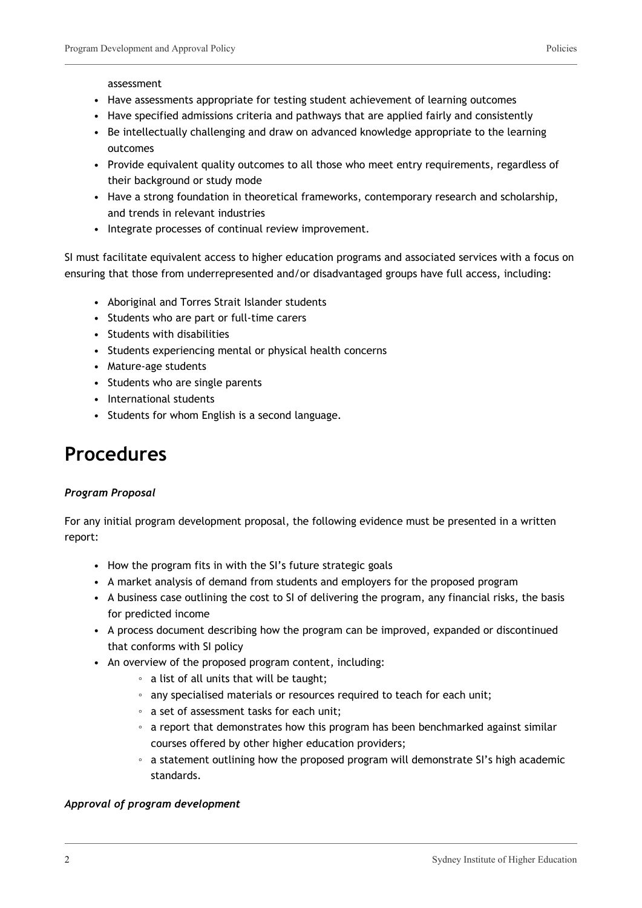assessment

- Have assessments appropriate for testing student achievement of learning outcomes
- Have specified admissions criteria and pathways that are applied fairly and consistently
- Be intellectually challenging and draw on advanced knowledge appropriate to the learning outcomes
- Provide equivalent quality outcomes to all those who meet entry requirements, regardless of their background or study mode
- Have a strong foundation in theoretical frameworks, contemporary research and scholarship, and trends in relevant industries
- Integrate processes of continual review improvement.

SI must facilitate equivalent access to higher education programs and associated services with a focus on ensuring that those from underrepresented and/or disadvantaged groups have full access, including:

- Aboriginal and Torres Strait Islander students
- Students who are part or full-time carers
- Students with disabilities
- Students experiencing mental or physical health concerns
- Mature-age students
- Students who are single parents
- International students
- Students for whom English is a second language.

# Procedures

***Program Proposal***

For any initial program development proposal, the following evidence must be presented in a written report:

- How the program fits in with the SI's future strategic goals
- A market analysis of demand from students and employers for the proposed program
- A business case outlining the cost to SI of delivering the program, any financial risks, the basis for predicted income
- A process document describing how the program can be improved, expanded or discontinued that conforms with SI policy
- An overview of the proposed program content, including:
    - a list of all units that will be taught;
    - any specialised materials or resources required to teach for each unit;
    - a set of assessment tasks for each unit;
    - a report that demonstrates how this program has been benchmarked against similar courses offered by other higher education providers;
    - a statement outlining how the proposed program will demonstrate SI's high academic standards.

***Approval of program development***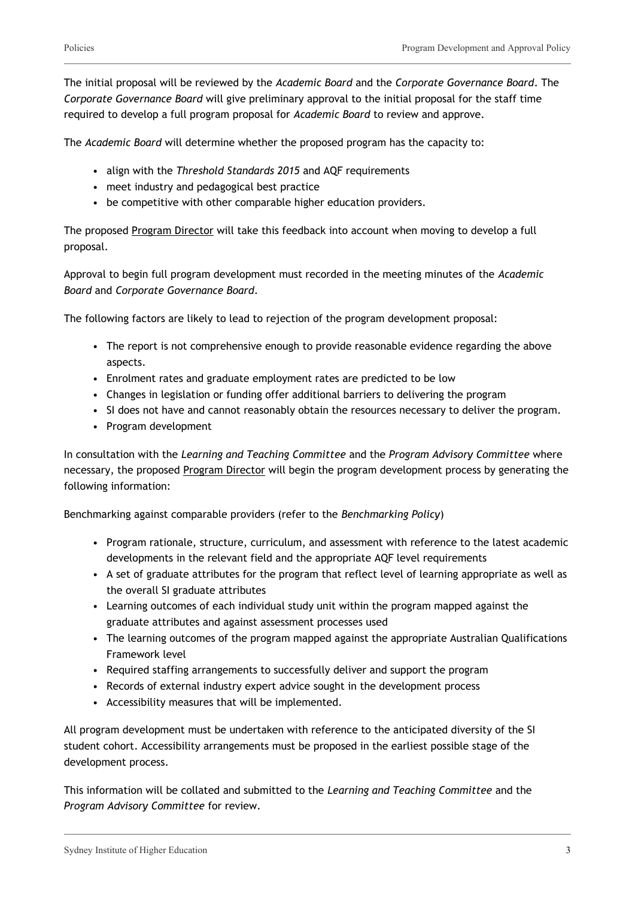The initial proposal will be reviewed by the *Academic Board* and the *Corporate Governance Board*. The *Corporate Governance Board* will give preliminary approval to the initial proposal for the staff time required to develop a full program proposal for *Academic Board* to review and approve.

The *Academic Board* will determine whether the proposed program has the capacity to:

- align with the *Threshold Standards 2015* and AQF requirements
- meet industry and pedagogical best practice
- be competitive with other comparable higher education providers.

The proposed Program Director will take this feedback into account when moving to develop a full proposal.

Approval to begin full program development must recorded in the meeting minutes of the *Academic Board* and *Corporate Governance Board*.

The following factors are likely to lead to rejection of the program development proposal:

- The report is not comprehensive enough to provide reasonable evidence regarding the above aspects.
- Enrolment rates and graduate employment rates are predicted to be low
- Changes in legislation or funding offer additional barriers to delivering the program
- SI does not have and cannot reasonably obtain the resources necessary to deliver the program.
- Program development

In consultation with the *Learning and Teaching Committee* and the *Program Advisory Committee* where necessary, the proposed Program Director will begin the program development process by generating the following information:

Benchmarking against comparable providers (refer to the *Benchmarking Policy*)

- Program rationale, structure, curriculum, and assessment with reference to the latest academic developments in the relevant field and the appropriate AQF level requirements
- A set of graduate attributes for the program that reflect level of learning appropriate as well as the overall SI graduate attributes
- Learning outcomes of each individual study unit within the program mapped against the graduate attributes and against assessment processes used
- The learning outcomes of the program mapped against the appropriate Australian Qualifications Framework level
- Required staffing arrangements to successfully deliver and support the program
- Records of external industry expert advice sought in the development process
- Accessibility measures that will be implemented.

All program development must be undertaken with reference to the anticipated diversity of the SI student cohort. Accessibility arrangements must be proposed in the earliest possible stage of the development process.

This information will be collated and submitted to the *Learning and Teaching Committee* and the *Program Advisory Committee* for review.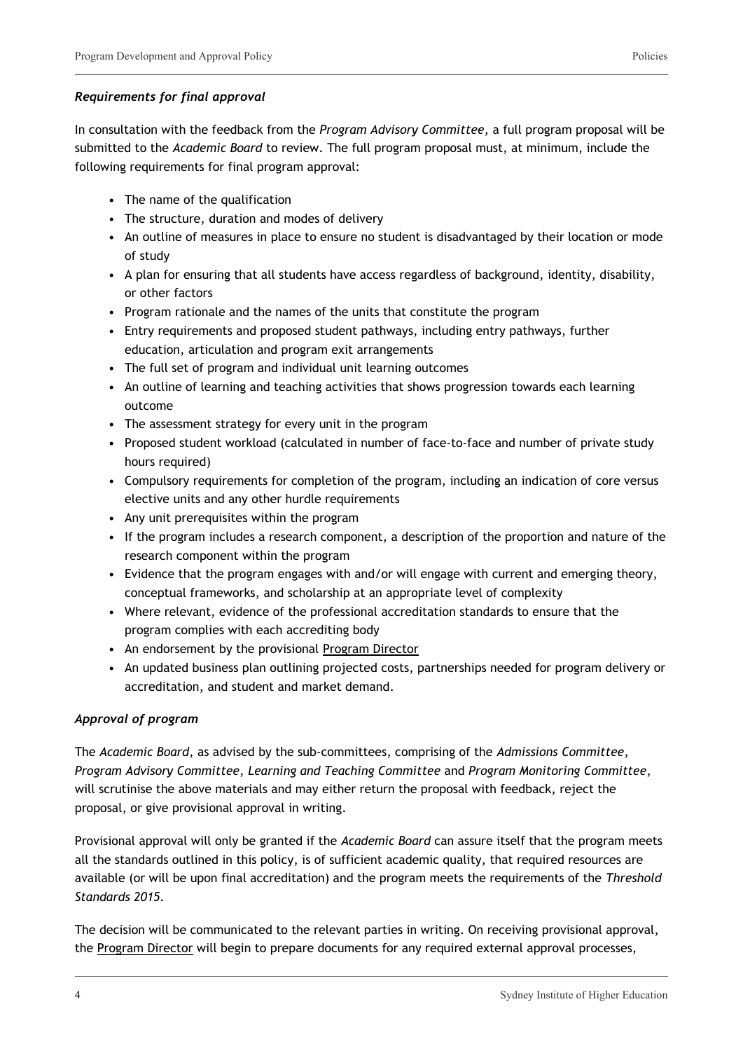### *Requirements for final approval*

In consultation with the feedback from the *Program Advisory Committee*, a full program proposal will be submitted to the *Academic Board* to review. The full program proposal must, at minimum, include the following requirements for final program approval:

- The name of the qualification
- The structure, duration and modes of delivery
- An outline of measures in place to ensure no student is disadvantaged by their location or mode of study
- A plan for ensuring that all students have access regardless of background, identity, disability, or other factors
- Program rationale and the names of the units that constitute the program
- Entry requirements and proposed student pathways, including entry pathways, further education, articulation and program exit arrangements
- The full set of program and individual unit learning outcomes
- An outline of learning and teaching activities that shows progression towards each learning outcome
- The assessment strategy for every unit in the program
- Proposed student workload (calculated in number of face-to-face and number of private study hours required)
- Compulsory requirements for completion of the program, including an indication of core versus elective units and any other hurdle requirements
- Any unit prerequisites within the program
- If the program includes a research component, a description of the proportion and nature of the research component within the program
- Evidence that the program engages with and/or will engage with current and emerging theory, conceptual frameworks, and scholarship at an appropriate level of complexity
- Where relevant, evidence of the professional accreditation standards to ensure that the program complies with each accrediting body
- An endorsement by the provisional Program Director
- An updated business plan outlining projected costs, partnerships needed for program delivery or accreditation, and student and market demand.

### *Approval of program*

The *Academic Board*, as advised by the sub-committees, comprising of the *Admissions Committee*, *Program Advisory Committee*, *Learning and Teaching Committee* and *Program Monitoring Committee*, will scrutinise the above materials and may either return the proposal with feedback, reject the proposal, or give provisional approval in writing.

Provisional approval will only be granted if the *Academic Board* can assure itself that the program meets all the standards outlined in this policy, is of sufficient academic quality, that required resources are available (or will be upon final accreditation) and the program meets the requirements of the *Threshold Standards 2015*.

The decision will be communicated to the relevant parties in writing. On receiving provisional approval, the Program Director will begin to prepare documents for any required external approval processes,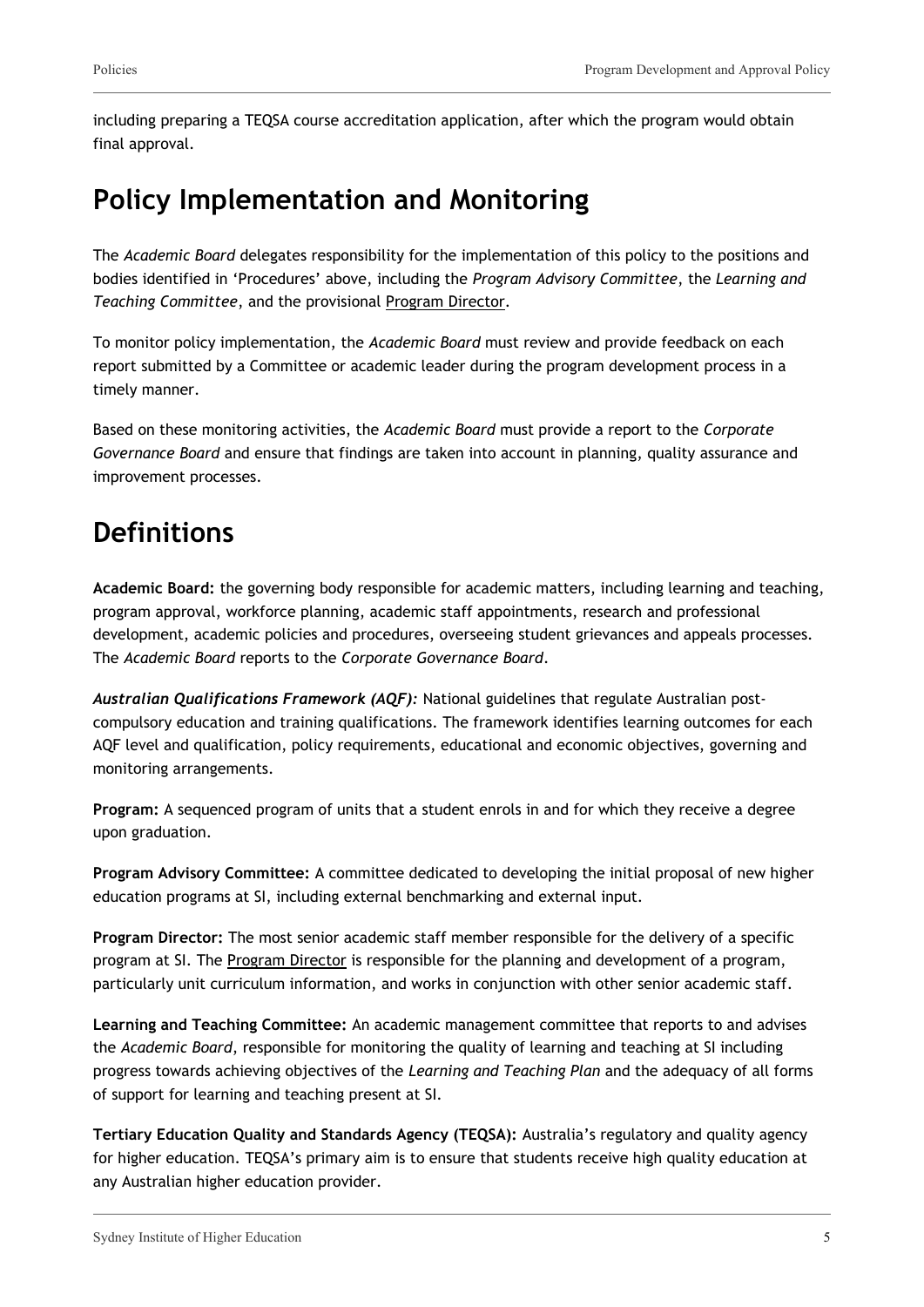including preparing a TEQSA course accreditation application, after which the program would obtain final approval.

# Policy Implementation and Monitoring

The *Academic Board* delegates responsibility for the implementation of this policy to the positions and bodies identified in 'Procedures' above, including the *Program Advisory Committee*, the *Learning and Teaching Committee*, and the provisional Program Director.

To monitor policy implementation, the *Academic Board* must review and provide feedback on each report submitted by a Committee or academic leader during the program development process in a timely manner.

Based on these monitoring activities, the *Academic Board* must provide a report to the *Corporate Governance Board* and ensure that findings are taken into account in planning, quality assurance and improvement processes.

# Definitions

**Academic Board:** the governing body responsible for academic matters, including learning and teaching, program approval, workforce planning, academic staff appointments, research and professional development, academic policies and procedures, overseeing student grievances and appeals processes. The *Academic Board* reports to the *Corporate Governance Board*.

***Australian Qualifications Framework (AQF):*** National guidelines that regulate Australian post-compulsory education and training qualifications. The framework identifies learning outcomes for each AQF level and qualification, policy requirements, educational and economic objectives, governing and monitoring arrangements.

**Program:** A sequenced program of units that a student enrols in and for which they receive a degree upon graduation.

**Program Advisory Committee:** A committee dedicated to developing the initial proposal of new higher education programs at SI, including external benchmarking and external input.

**Program Director:** The most senior academic staff member responsible for the delivery of a specific program at SI. The Program Director is responsible for the planning and development of a program, particularly unit curriculum information, and works in conjunction with other senior academic staff.

**Learning and Teaching Committee:** An academic management committee that reports to and advises the *Academic Board,* responsible for monitoring the quality of learning and teaching at SI including progress towards achieving objectives of the *Learning and Teaching Plan* and the adequacy of all forms of support for learning and teaching present at SI.

**Tertiary Education Quality and Standards Agency (TEQSA):** Australia's regulatory and quality agency for higher education. TEQSA's primary aim is to ensure that students receive high quality education at any Australian higher education provider.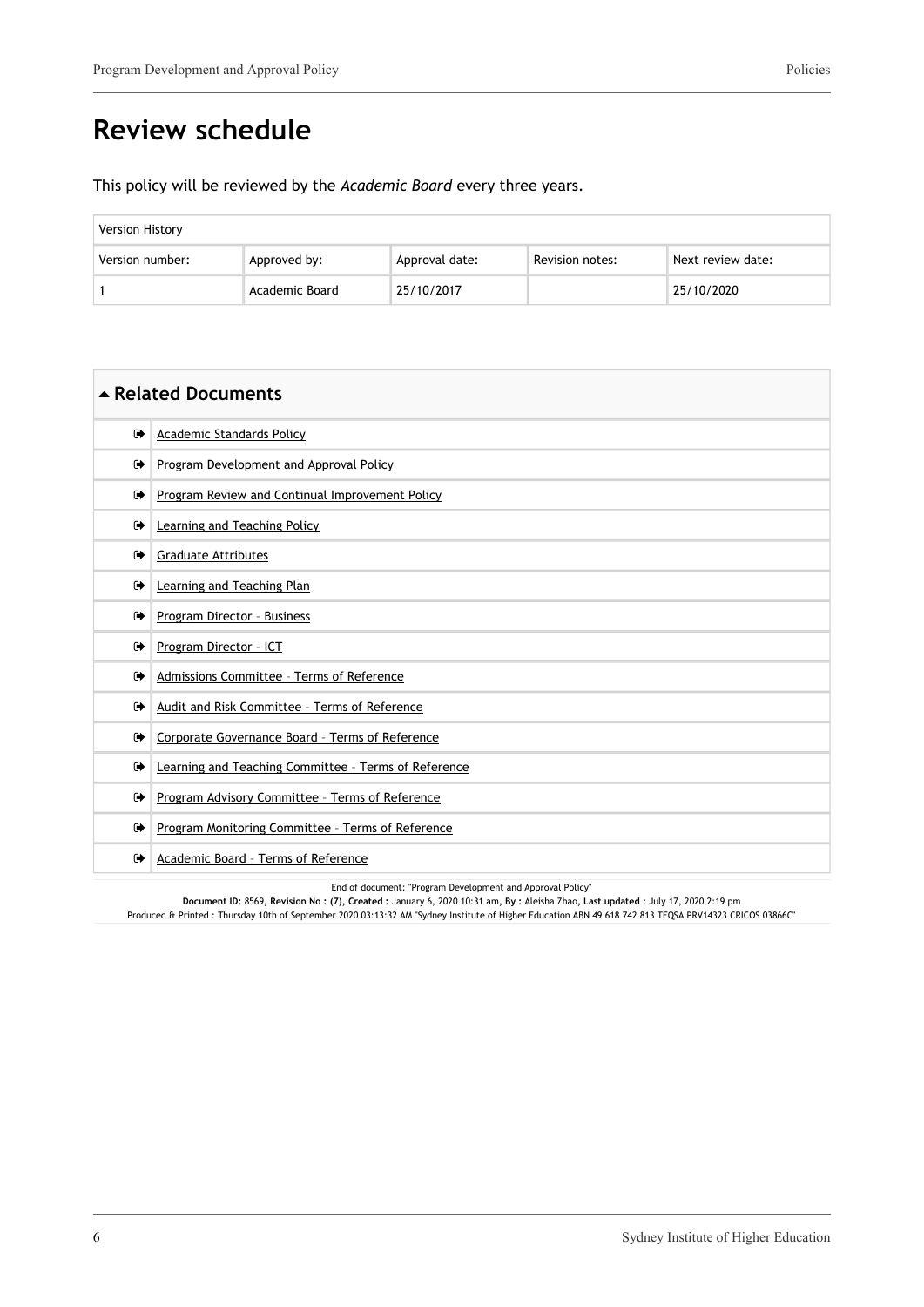# Review schedule

This policy will be reviewed by the *Academic Board* every three years.

| Version History | | | | |
|---|---|---|---|---|
| Version number: | Approved by: | Approval date: | Revision notes: | Next review date: |
| 1 | Academic Board | 25/10/2017 | | 25/10/2020 |

## ▲ Related Documents

- Academic Standards Policy
- Program Development and Approval Policy
- Program Review and Continual Improvement Policy
- Learning and Teaching Policy
- Graduate Attributes
- Learning and Teaching Plan
- Program Director – Business
- Program Director – ICT
- Admissions Committee – Terms of Reference
- Audit and Risk Committee – Terms of Reference
- Corporate Governance Board – Terms of Reference
- Learning and Teaching Committee – Terms of Reference
- Program Advisory Committee – Terms of Reference
- Program Monitoring Committee – Terms of Reference
- Academic Board – Terms of Reference

End of document: "Program Development and Approval Policy"

**Document ID:** 8569, **Revision No : (7), Created :** January 6, 2020 10:31 am, **By :** Aleisha Zhao, **Last updated :** July 17, 2020 2:19 pm

Produced & Printed : Thursday 10th of September 2020 03:13:32 AM "Sydney Institute of Higher Education ABN 49 618 742 813 TEQSA PRV14323 CRICOS 03866C"